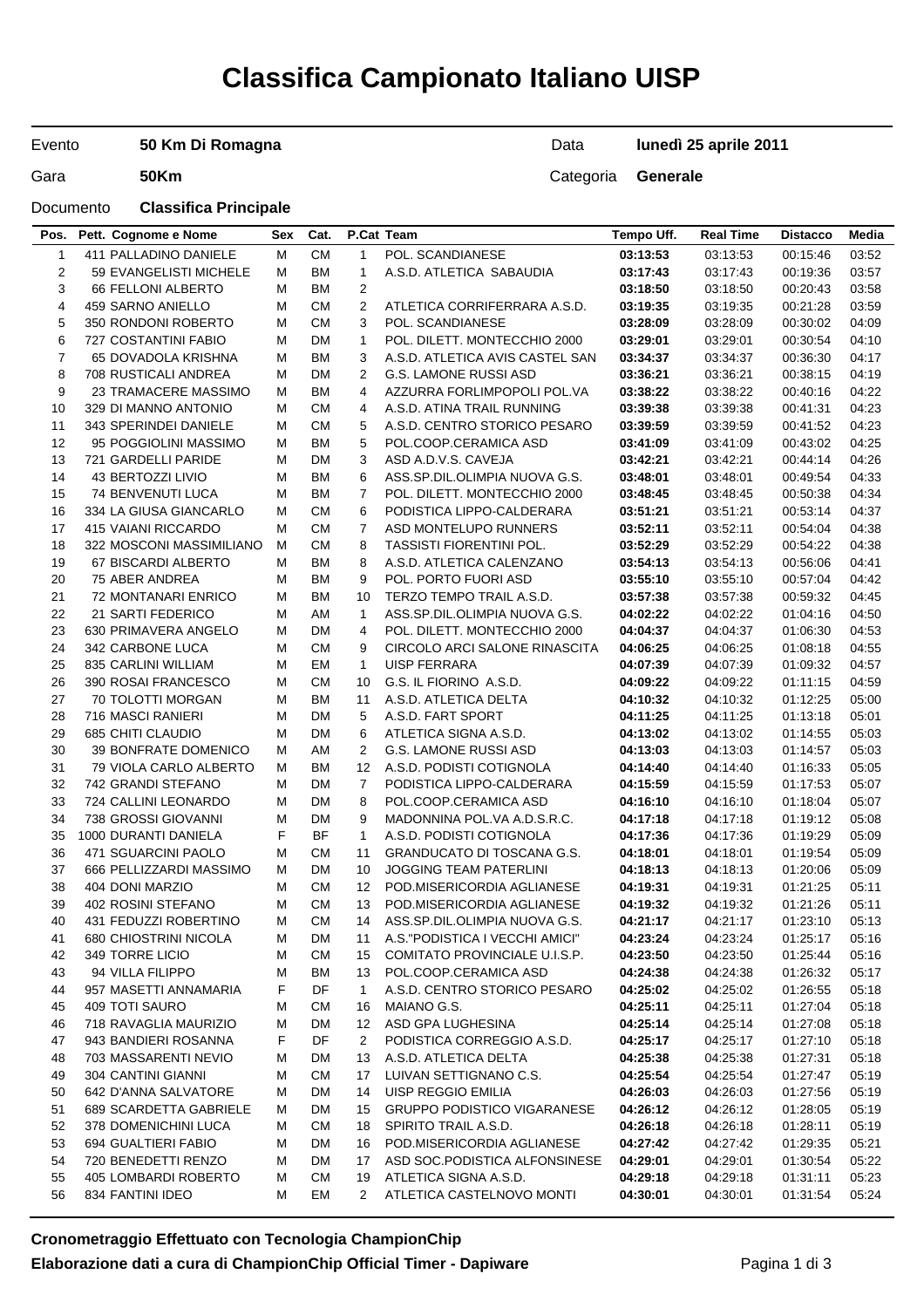# Classifica Campionato Italiano UISP

| | | | |
|---|---|---|---|
| Evento | **50 Km Di Romagna** | Data | **lunedì 25 aprile 2011** |
| Gara | **50Km** | Categoria | **Generale** |
| Documento | **Classifica Principale** | | |

| Pos. | Pett. | Cognome e Nome | Sex | Cat. | P.Cat | Team | Tempo Uff. | Real Time | Distacco | Media |
|---|---|---|---|---|---|---|---|---|---|---|
| 1 | 411 | PALLADINO DANIELE | M | CM | 1 | POL. SCANDIANESE | **03:13:53** | 03:13:53 | 00:15:46 | 03:52 |
| 2 | 59 | EVANGELISTI MICHELE | M | BM | 1 | A.S.D. ATLETICA SABAUDIA | **03:17:43** | 03:17:43 | 00:19:36 | 03:57 |
| 3 | 66 | FELLONI ALBERTO | M | BM | 2 | | **03:18:50** | 03:18:50 | 00:20:43 | 03:58 |
| 4 | 459 | SARNO ANIELLO | M | CM | 2 | ATLETICA CORRIFERRARA A.S.D. | **03:19:35** | 03:19:35 | 00:21:28 | 03:59 |
| 5 | 350 | RONDONI ROBERTO | M | CM | 3 | POL. SCANDIANESE | **03:28:09** | 03:28:09 | 00:30:02 | 04:09 |
| 6 | 727 | COSTANTINI FABIO | M | DM | 1 | POL. DILETT. MONTECCHIO 2000 | **03:29:01** | 03:29:01 | 00:30:54 | 04:10 |
| 7 | 65 | DOVADOLA KRISHNA | M | BM | 3 | A.S.D. ATLETICA AVIS CASTEL SAN | **03:34:37** | 03:34:37 | 00:36:30 | 04:17 |
| 8 | 708 | RUSTICALI ANDREA | M | DM | 2 | G.S. LAMONE RUSSI ASD | **03:36:21** | 03:36:21 | 00:38:15 | 04:19 |
| 9 | 23 | TRAMACERE MASSIMO | M | BM | 4 | AZZURRA FORLIMPOPOLI POL.VA | **03:38:22** | 03:38:22 | 00:40:16 | 04:22 |
| 10 | 329 | DI MANNO ANTONIO | M | CM | 4 | A.S.D. ATINA TRAIL RUNNING | **03:39:38** | 03:39:38 | 00:41:31 | 04:23 |
| 11 | 343 | SPERINDEI DANIELE | M | CM | 5 | A.S.D. CENTRO STORICO PESARO | **03:39:59** | 03:39:59 | 00:41:52 | 04:23 |
| 12 | 95 | POGGIOLINI MASSIMO | M | BM | 5 | POL.COOP.CERAMICA ASD | **03:41:09** | 03:41:09 | 00:43:02 | 04:25 |
| 13 | 721 | GARDELLI PARIDE | M | DM | 3 | ASD A.D.V.S. CAVEJA | **03:42:21** | 03:42:21 | 00:44:14 | 04:26 |
| 14 | 43 | BERTOZZI LIVIO | M | BM | 6 | ASS.SP.DIL.OLIMPIA NUOVA G.S. | **03:48:01** | 03:48:01 | 00:49:54 | 04:33 |
| 15 | 74 | BENVENUTI LUCA | M | BM | 7 | POL. DILETT. MONTECCHIO 2000 | **03:48:45** | 03:48:45 | 00:50:38 | 04:34 |
| 16 | 334 | LA GIUSA GIANCARLO | M | CM | 6 | PODISTICA LIPPO-CALDERARA | **03:51:21** | 03:51:21 | 00:53:14 | 04:37 |
| 17 | 415 | VAIANI RICCARDO | M | CM | 7 | ASD MONTELUPO RUNNERS | **03:52:11** | 03:52:11 | 00:54:04 | 04:38 |
| 18 | 322 | MOSCONI MASSIMILIANO | M | CM | 8 | TASSISTI FIORENTINI POL. | **03:52:29** | 03:52:29 | 00:54:22 | 04:38 |
| 19 | 67 | BISCARDI ALBERTO | M | BM | 8 | A.S.D. ATLETICA CALENZANO | **03:54:13** | 03:54:13 | 00:56:06 | 04:41 |
| 20 | 75 | ABER ANDREA | M | BM | 9 | POL. PORTO FUORI ASD | **03:55:10** | 03:55:10 | 00:57:04 | 04:42 |
| 21 | 72 | MONTANARI ENRICO | M | BM | 10 | TERZO TEMPO TRAIL A.S.D. | **03:57:38** | 03:57:38 | 00:59:32 | 04:45 |
| 22 | 21 | SARTI FEDERICO | M | AM | 1 | ASS.SP.DIL.OLIMPIA NUOVA G.S. | **04:02:22** | 04:02:22 | 01:04:16 | 04:50 |
| 23 | 630 | PRIMAVERA ANGELO | M | DM | 4 | POL. DILETT. MONTECCHIO 2000 | **04:04:37** | 04:04:37 | 01:06:30 | 04:53 |
| 24 | 342 | CARBONE LUCA | M | CM | 9 | CIRCOLO ARCI SALONE RINASCITA | **04:06:25** | 04:06:25 | 01:08:18 | 04:55 |
| 25 | 835 | CARLINI WILLIAM | M | EM | 1 | UISP FERRARA | **04:07:39** | 04:07:39 | 01:09:32 | 04:57 |
| 26 | 390 | ROSAI FRANCESCO | M | CM | 10 | G.S. IL FIORINO A.S.D. | **04:09:22** | 04:09:22 | 01:11:15 | 04:59 |
| 27 | 70 | TOLOTTI MORGAN | M | BM | 11 | A.S.D. ATLETICA DELTA | **04:10:32** | 04:10:32 | 01:12:25 | 05:00 |
| 28 | 716 | MASCI RANIERI | M | DM | 5 | A.S.D. FART SPORT | **04:11:25** | 04:11:25 | 01:13:18 | 05:01 |
| 29 | 685 | CHITI CLAUDIO | M | DM | 6 | ATLETICA SIGNA A.S.D. | **04:13:02** | 04:13:02 | 01:14:55 | 05:03 |
| 30 | 39 | BONFRATE DOMENICO | M | AM | 2 | G.S. LAMONE RUSSI ASD | **04:13:03** | 04:13:03 | 01:14:57 | 05:03 |
| 31 | 79 | VIOLA CARLO ALBERTO | M | BM | 12 | A.S.D. PODISTI COTIGNOLA | **04:14:40** | 04:14:40 | 01:16:33 | 05:05 |
| 32 | 742 | GRANDI STEFANO | M | DM | 7 | PODISTICA LIPPO-CALDERARA | **04:15:59** | 04:15:59 | 01:17:53 | 05:07 |
| 33 | 724 | CALLINI LEONARDO | M | DM | 8 | POL.COOP.CERAMICA ASD | **04:16:10** | 04:16:10 | 01:18:04 | 05:07 |
| 34 | 738 | GROSSI GIOVANNI | M | DM | 9 | MADONNINA POL.VA A.D.S.R.C. | **04:17:18** | 04:17:18 | 01:19:12 | 05:08 |
| 35 | 1000 | DURANTI DANIELA | F | BF | 1 | A.S.D. PODISTI COTIGNOLA | **04:17:36** | 04:17:36 | 01:19:29 | 05:09 |
| 36 | 471 | SGUARCINI PAOLO | M | CM | 11 | GRANDUCATO DI TOSCANA G.S. | **04:18:01** | 04:18:01 | 01:19:54 | 05:09 |
| 37 | 666 | PELLIZZARDI MASSIMO | M | DM | 10 | JOGGING TEAM PATERLINI | **04:18:13** | 04:18:13 | 01:20:06 | 05:09 |
| 38 | 404 | DONI MARZIO | M | CM | 12 | POD.MISERICORDIA AGLIANESE | **04:19:31** | 04:19:31 | 01:21:25 | 05:11 |
| 39 | 402 | ROSINI STEFANO | M | CM | 13 | POD.MISERICORDIA AGLIANESE | **04:19:32** | 04:19:32 | 01:21:26 | 05:11 |
| 40 | 431 | FEDUZZI ROBERTINO | M | CM | 14 | ASS.SP.DIL.OLIMPIA NUOVA G.S. | **04:21:17** | 04:21:17 | 01:23:10 | 05:13 |
| 41 | 680 | CHIOSTRINI NICOLA | M | DM | 11 | A.S."PODISTICA I VECCHI AMICI" | **04:23:24** | 04:23:24 | 01:25:17 | 05:16 |
| 42 | 349 | TORRE LICIO | M | CM | 15 | COMITATO PROVINCIALE U.I.S.P. | **04:23:50** | 04:23:50 | 01:25:44 | 05:16 |
| 43 | 94 | VILLA FILIPPO | M | BM | 13 | POL.COOP.CERAMICA ASD | **04:24:38** | 04:24:38 | 01:26:32 | 05:17 |
| 44 | 957 | MASETTI ANNAMARIA | F | DF | 1 | A.S.D. CENTRO STORICO PESARO | **04:25:02** | 04:25:02 | 01:26:55 | 05:18 |
| 45 | 409 | TOTI SAURO | M | CM | 16 | MAIANO G.S. | **04:25:11** | 04:25:11 | 01:27:04 | 05:18 |
| 46 | 718 | RAVAGLIA MAURIZIO | M | DM | 12 | ASD GPA LUGHESINA | **04:25:14** | 04:25:14 | 01:27:08 | 05:18 |
| 47 | 943 | BANDIERI ROSANNA | F | DF | 2 | PODISTICA CORREGGIO A.S.D. | **04:25:17** | 04:25:17 | 01:27:10 | 05:18 |
| 48 | 703 | MASSARENTI NEVIO | M | DM | 13 | A.S.D. ATLETICA DELTA | **04:25:38** | 04:25:38 | 01:27:31 | 05:18 |
| 49 | 304 | CANTINI GIANNI | M | CM | 17 | LUIVAN SETTIGNANO C.S. | **04:25:54** | 04:25:54 | 01:27:47 | 05:19 |
| 50 | 642 | D'ANNA SALVATORE | M | DM | 14 | UISP REGGIO EMILIA | **04:26:03** | 04:26:03 | 01:27:56 | 05:19 |
| 51 | 689 | SCARDETTA GABRIELE | M | DM | 15 | GRUPPO PODISTICO VIGARANESE | **04:26:12** | 04:26:12 | 01:28:05 | 05:19 |
| 52 | 378 | DOMENICHINI LUCA | M | CM | 18 | SPIRITO TRAIL A.S.D. | **04:26:18** | 04:26:18 | 01:28:11 | 05:19 |
| 53 | 694 | GUALTIERI FABIO | M | DM | 16 | POD.MISERICORDIA AGLIANESE | **04:27:42** | 04:27:42 | 01:29:35 | 05:21 |
| 54 | 720 | BENEDETTI RENZO | M | DM | 17 | ASD SOC.PODISTICA ALFONSINESE | **04:29:01** | 04:29:01 | 01:30:54 | 05:22 |
| 55 | 405 | LOMBARDI ROBERTO | M | CM | 19 | ATLETICA SIGNA A.S.D. | **04:29:18** | 04:29:18 | 01:31:11 | 05:23 |
| 56 | 834 | FANTINI IDEO | M | EM | 2 | ATLETICA CASTELNOVO MONTI | **04:30:01** | 04:30:01 | 01:31:54 | 05:24 |

**Cronometraggio Effettuato con Tecnologia ChampionChip**

**Elaborazione dati a cura di ChampionChip Official Timer - Dapiware**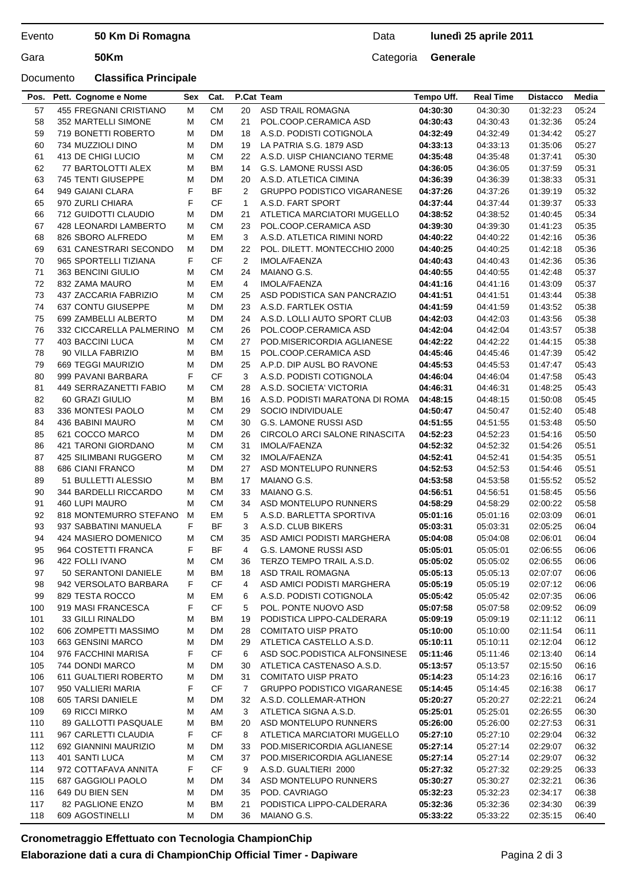| Evento | 50 Km Di Romagna | Data | lunedì 25 aprile 2011 |
|---|---|---|---|
| Gara | 50Km | Categoria | Generale |
| Documento | Classifica Principale | | |

| Pos. | Pett. | Cognome e Nome | Sex | Cat. | P.Cat | Team | Tempo Uff. | Real Time | Distacco | Media |
|---|---|---|---|---|---|---|---|---|---|---|
| 57 | 455 | FREGNANI CRISTIANO | M | CM | 20 | ASD TRAIL ROMAGNA | **04:30:30** | 04:30:30 | 01:32:23 | 05:24 |
| 58 | 352 | MARTELLI SIMONE | M | CM | 21 | POL.COOP.CERAMICA ASD | **04:30:43** | 04:30:43 | 01:32:36 | 05:24 |
| 59 | 719 | BONETTI ROBERTO | M | DM | 18 | A.S.D. PODISTI COTIGNOLA | **04:32:49** | 04:32:49 | 01:34:42 | 05:27 |
| 60 | 734 | MUZZIOLI DINO | M | DM | 19 | LA PATRIA S.G. 1879 ASD | **04:33:13** | 04:33:13 | 01:35:06 | 05:27 |
| 61 | 413 | DE CHIGI LUCIO | M | CM | 22 | A.S.D. UISP CHIANCIANO TERME | **04:35:48** | 04:35:48 | 01:37:41 | 05:30 |
| 62 | 77 | BARTOLOTTI ALEX | M | BM | 14 | G.S. LAMONE RUSSI ASD | **04:36:05** | 04:36:05 | 01:37:59 | 05:31 |
| 63 | 745 | TENTI GIUSEPPE | M | DM | 20 | A.S.D. ATLETICA CIMINA | **04:36:39** | 04:36:39 | 01:38:33 | 05:31 |
| 64 | 949 | GAIANI CLARA | F | BF | 2 | GRUPPO PODISTICO VIGARANESE | **04:37:26** | 04:37:26 | 01:39:19 | 05:32 |
| 65 | 970 | ZURLI CHIARA | F | CF | 1 | A.S.D. FART SPORT | **04:37:44** | 04:37:44 | 01:39:37 | 05:33 |
| 66 | 712 | GUIDOTTI CLAUDIO | M | DM | 21 | ATLETICA MARCIATORI MUGELLO | **04:38:52** | 04:38:52 | 01:40:45 | 05:34 |
| 67 | 428 | LEONARDI LAMBERTO | M | CM | 23 | POL.COOP.CERAMICA ASD | **04:39:30** | 04:39:30 | 01:41:23 | 05:35 |
| 68 | 826 | SBORO ALFREDO | M | EM | 3 | A.S.D. ATLETICA RIMINI NORD | **04:40:22** | 04:40:22 | 01:42:16 | 05:36 |
| 69 | 631 | CANESTRARI SECONDO | M | DM | 22 | POL. DILETT. MONTECCHIO 2000 | **04:40:25** | 04:40:25 | 01:42:18 | 05:36 |
| 70 | 965 | SPORTELLI TIZIANA | F | CF | 2 | IMOLA/FAENZA | **04:40:43** | 04:40:43 | 01:42:36 | 05:36 |
| 71 | 363 | BENCINI GIULIO | M | CM | 24 | MAIANO G.S. | **04:40:55** | 04:40:55 | 01:42:48 | 05:37 |
| 72 | 832 | ZAMA MAURO | M | EM | 4 | IMOLA/FAENZA | **04:41:16** | 04:41:16 | 01:43:09 | 05:37 |
| 73 | 437 | ZACCARIA FABRIZIO | M | CM | 25 | ASD PODISTICA SAN PANCRAZIO | **04:41:51** | 04:41:51 | 01:43:44 | 05:38 |
| 74 | 637 | CONTU GIUSEPPE | M | DM | 23 | A.S.D. FARTLEK OSTIA | **04:41:59** | 04:41:59 | 01:43:52 | 05:38 |
| 75 | 699 | ZAMBELLI ALBERTO | M | DM | 24 | A.S.D. LOLLI AUTO SPORT CLUB | **04:42:03** | 04:42:03 | 01:43:56 | 05:38 |
| 76 | 332 | CICCARELLA PALMERINO | M | CM | 26 | POL.COOP.CERAMICA ASD | **04:42:04** | 04:42:04 | 01:43:57 | 05:38 |
| 77 | 403 | BACCINI LUCA | M | CM | 27 | POD.MISERICORDIA AGLIANESE | **04:42:22** | 04:42:22 | 01:44:15 | 05:38 |
| 78 | 90 | VILLA FABRIZIO | M | BM | 15 | POL.COOP.CERAMICA ASD | **04:45:46** | 04:45:46 | 01:47:39 | 05:42 |
| 79 | 669 | TEGGI MAURIZIO | M | DM | 25 | A.P.D. DIP AUSL BO RAVONE | **04:45:53** | 04:45:53 | 01:47:47 | 05:43 |
| 80 | 999 | PAVANI BARBARA | F | CF | 3 | A.S.D. PODISTI COTIGNOLA | **04:46:04** | 04:46:04 | 01:47:58 | 05:43 |
| 81 | 449 | SERRAZANETTI FABIO | M | CM | 28 | A.S.D. SOCIETA' VICTORIA | **04:46:31** | 04:46:31 | 01:48:25 | 05:43 |
| 82 | 60 | GRAZI GIULIO | M | BM | 16 | A.S.D. PODISTI MARATONA DI ROMA | **04:48:15** | 04:48:15 | 01:50:08 | 05:45 |
| 83 | 336 | MONTESI PAOLO | M | CM | 29 | SOCIO INDIVIDUALE | **04:50:47** | 04:50:47 | 01:52:40 | 05:48 |
| 84 | 436 | BABINI MAURO | M | CM | 30 | G.S. LAMONE RUSSI ASD | **04:51:55** | 04:51:55 | 01:53:48 | 05:50 |
| 85 | 621 | COCCO MARCO | M | DM | 26 | CIRCOLO ARCI SALONE RINASCITA | **04:52:23** | 04:52:23 | 01:54:16 | 05:50 |
| 86 | 421 | TARONI GIORDANO | M | CM | 31 | IMOLA/FAENZA | **04:52:32** | 04:52:32 | 01:54:26 | 05:51 |
| 87 | 425 | SILIMBANI RUGGERO | M | CM | 32 | IMOLA/FAENZA | **04:52:41** | 04:52:41 | 01:54:35 | 05:51 |
| 88 | 686 | CIANI FRANCO | M | DM | 27 | ASD MONTELUPO RUNNERS | **04:52:53** | 04:52:53 | 01:54:46 | 05:51 |
| 89 | 51 | BULLETTI ALESSIO | M | BM | 17 | MAIANO G.S. | **04:53:58** | 04:53:58 | 01:55:52 | 05:52 |
| 90 | 344 | BARDELLI RICCARDO | M | CM | 33 | MAIANO G.S. | **04:56:51** | 04:56:51 | 01:58:45 | 05:56 |
| 91 | 460 | LUPI MAURO | M | CM | 34 | ASD MONTELUPO RUNNERS | **04:58:29** | 04:58:29 | 02:00:22 | 05:58 |
| 92 | 818 | MONTEMURRO STEFANO | M | EM | 5 | A.S.D. BARLETTA SPORTIVA | **05:01:16** | 05:01:16 | 02:03:09 | 06:01 |
| 93 | 937 | SABBATINI MANUELA | F | BF | 3 | A.S.D. CLUB BIKERS | **05:03:31** | 05:03:31 | 02:05:25 | 06:04 |
| 94 | 424 | MASIERO DOMENICO | M | CM | 35 | ASD AMICI PODISTI MARGHERA | **05:04:08** | 05:04:08 | 02:06:01 | 06:04 |
| 95 | 964 | COSTETTI FRANCA | F | BF | 4 | G.S. LAMONE RUSSI ASD | **05:05:01** | 05:05:01 | 02:06:55 | 06:06 |
| 96 | 422 | FOLLI IVANO | M | CM | 36 | TERZO TEMPO TRAIL A.S.D. | **05:05:02** | 05:05:02 | 02:06:55 | 06:06 |
| 97 | 50 | SERANTONI DANIELE | M | BM | 18 | ASD TRAIL ROMAGNA | **05:05:13** | 05:05:13 | 02:07:07 | 06:06 |
| 98 | 942 | VERSOLATO BARBARA | F | CF | 4 | ASD AMICI PODISTI MARGHERA | **05:05:19** | 05:05:19 | 02:07:12 | 06:06 |
| 99 | 829 | TESTA ROCCO | M | EM | 6 | A.S.D. PODISTI COTIGNOLA | **05:05:42** | 05:05:42 | 02:07:35 | 06:06 |
| 100 | 919 | MASI FRANCESCA | F | CF | 5 | POL. PONTE NUOVO ASD | **05:07:58** | 05:07:58 | 02:09:52 | 06:09 |
| 101 | 33 | GILLI RINALDO | M | BM | 19 | PODISTICA LIPPO-CALDERARA | **05:09:19** | 05:09:19 | 02:11:12 | 06:11 |
| 102 | 606 | ZOMPETTI MASSIMO | M | DM | 28 | COMITATO UISP PRATO | **05:10:00** | 05:10:00 | 02:11:54 | 06:11 |
| 103 | 663 | GENSINI MARCO | M | DM | 29 | ATLETICA CASTELLO A.S.D. | **05:10:11** | 05:10:11 | 02:12:04 | 06:12 |
| 104 | 976 | FACCHINI MARISA | F | CF | 6 | ASD SOC.PODISTICA ALFONSINESE | **05:11:46** | 05:11:46 | 02:13:40 | 06:14 |
| 105 | 744 | DONDI MARCO | M | DM | 30 | ATLETICA CASTENASO A.S.D. | **05:13:57** | 05:13:57 | 02:15:50 | 06:16 |
| 106 | 611 | GUALTIERI ROBERTO | M | DM | 31 | COMITATO UISP PRATO | **05:14:23** | 05:14:23 | 02:16:16 | 06:17 |
| 107 | 950 | VALLIERI MARIA | F | CF | 7 | GRUPPO PODISTICO VIGARANESE | **05:14:45** | 05:14:45 | 02:16:38 | 06:17 |
| 108 | 605 | TARSI DANIELE | M | DM | 32 | A.S.D. COLLEMAR-ATHON | **05:20:27** | 05:20:27 | 02:22:21 | 06:24 |
| 109 | 69 | RICCI MIRKO | M | AM | 3 | ATLETICA SIGNA A.S.D. | **05:25:01** | 05:25:01 | 02:26:55 | 06:30 |
| 110 | 89 | GALLOTTI PASQUALE | M | BM | 20 | ASD MONTELUPO RUNNERS | **05:26:00** | 05:26:00 | 02:27:53 | 06:31 |
| 111 | 967 | CARLETTI CLAUDIA | F | CF | 8 | ATLETICA MARCIATORI MUGELLO | **05:27:10** | 05:27:10 | 02:29:04 | 06:32 |
| 112 | 692 | GIANNINI MAURIZIO | M | DM | 33 | POD.MISERICORDIA AGLIANESE | **05:27:14** | 05:27:14 | 02:29:07 | 06:32 |
| 113 | 401 | SANTI LUCA | M | CM | 37 | POD.MISERICORDIA AGLIANESE | **05:27:14** | 05:27:14 | 02:29:07 | 06:32 |
| 114 | 972 | COTTAFAVA ANNITA | F | CF | 9 | A.S.D. GUALTIERI 2000 | **05:27:32** | 05:27:32 | 02:29:25 | 06:33 |
| 115 | 687 | GAGGIOLI PAOLO | M | DM | 34 | ASD MONTELUPO RUNNERS | **05:30:27** | 05:30:27 | 02:32:21 | 06:36 |
| 116 | 649 | DU BIEN SEN | M | DM | 35 | POD. CAVRIAGO | **05:32:23** | 05:32:23 | 02:34:17 | 06:38 |
| 117 | 82 | PAGLIONE ENZO | M | BM | 21 | PODISTICA LIPPO-CALDERARA | **05:32:36** | 05:32:36 | 02:34:30 | 06:39 |
| 118 | 609 | AGOSTINELLI | M | DM | 36 | MAIANO G.S. | **05:33:22** | 05:33:22 | 02:35:15 | 06:40 |

**Cronometraggio Effettuato con Tecnologia ChampionChip**

**Elaborazione dati a cura di ChampionChip Official Timer - Dapiware**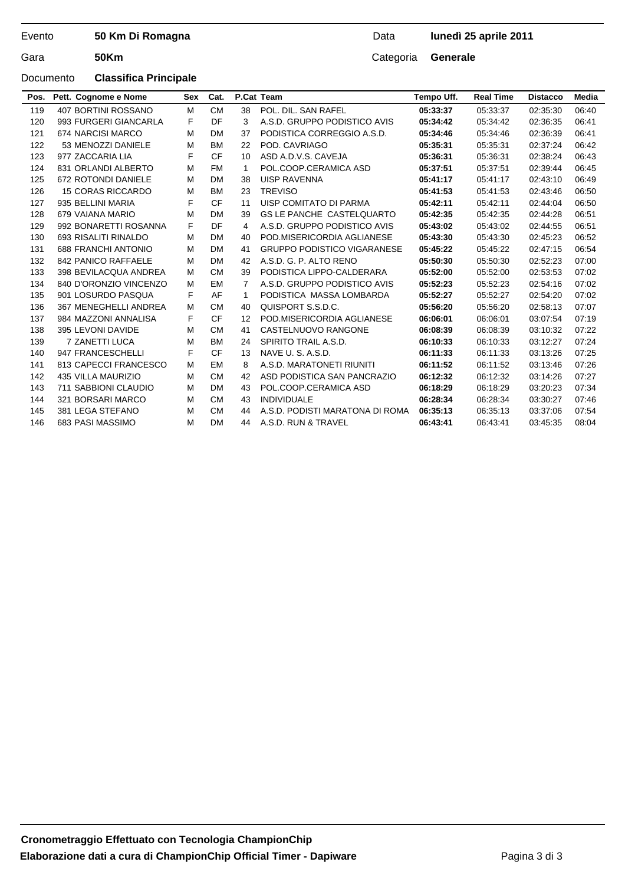Evento **50 Km Di Romagna** Data **lunedì 25 aprile 2011**

Gara **50Km** Categoria **Generale**

Documento **Classifica Principale**

| Pos. | Pett. | Cognome e Nome | Sex | Cat. | P.Cat | Team | Tempo Uff. | Real Time | Distacco | Media |
|---|---|---|---|---|---|---|---|---|---|---|
| 119 | 407 | BORTINI ROSSANO | M | CM | 38 | POL. DIL. SAN RAFEL | **05:33:37** | 05:33:37 | 02:35:30 | 06:40 |
| 120 | 993 | FURGERI GIANCARLA | F | DF | 3 | A.S.D. GRUPPO PODISTICO AVIS | **05:34:42** | 05:34:42 | 02:36:35 | 06:41 |
| 121 | 674 | NARCISI MARCO | M | DM | 37 | PODISTICA CORREGGIO A.S.D. | **05:34:46** | 05:34:46 | 02:36:39 | 06:41 |
| 122 | 53 | MENOZZI DANIELE | M | BM | 22 | POD. CAVRIAGO | **05:35:31** | 05:35:31 | 02:37:24 | 06:42 |
| 123 | 977 | ZACCARIA LIA | F | CF | 10 | ASD A.D.V.S. CAVEJA | **05:36:31** | 05:36:31 | 02:38:24 | 06:43 |
| 124 | 831 | ORLANDI ALBERTO | M | FM | 1 | POL.COOP.CERAMICA ASD | **05:37:51** | 05:37:51 | 02:39:44 | 06:45 |
| 125 | 672 | ROTONDI DANIELE | M | DM | 38 | UISP RAVENNA | **05:41:17** | 05:41:17 | 02:43:10 | 06:49 |
| 126 | 15 | CORAS RICCARDO | M | BM | 23 | TREVISO | **05:41:53** | 05:41:53 | 02:43:46 | 06:50 |
| 127 | 935 | BELLINI MARIA | F | CF | 11 | UISP COMITATO DI PARMA | **05:42:11** | 05:42:11 | 02:44:04 | 06:50 |
| 128 | 679 | VAIANA MARIO | M | DM | 39 | GS LE PANCHE CASTELQUARTO | **05:42:35** | 05:42:35 | 02:44:28 | 06:51 |
| 129 | 992 | BONARETTI ROSANNA | F | DF | 4 | A.S.D. GRUPPO PODISTICO AVIS | **05:43:02** | 05:43:02 | 02:44:55 | 06:51 |
| 130 | 693 | RISALITI RINALDO | M | DM | 40 | POD.MISERICORDIA AGLIANESE | **05:43:30** | 05:43:30 | 02:45:23 | 06:52 |
| 131 | 688 | FRANCHI ANTONIO | M | DM | 41 | GRUPPO PODISTICO VIGARANESE | **05:45:22** | 05:45:22 | 02:47:15 | 06:54 |
| 132 | 842 | PANICO RAFFAELE | M | DM | 42 | A.S.D. G. P. ALTO RENO | **05:50:30** | 05:50:30 | 02:52:23 | 07:00 |
| 133 | 398 | BEVILACQUA ANDREA | M | CM | 39 | PODISTICA LIPPO-CALDERARA | **05:52:00** | 05:52:00 | 02:53:53 | 07:02 |
| 134 | 840 | D'ORONZIO VINCENZO | M | EM | 7 | A.S.D. GRUPPO PODISTICO AVIS | **05:52:23** | 05:52:23 | 02:54:16 | 07:02 |
| 135 | 901 | LOSURDO PASQUA | F | AF | 1 | PODISTICA MASSA LOMBARDA | **05:52:27** | 05:52:27 | 02:54:20 | 07:02 |
| 136 | 367 | MENEGHELLI ANDREA | M | CM | 40 | QUISPORT S.S.D.C. | **05:56:20** | 05:56:20 | 02:58:13 | 07:07 |
| 137 | 984 | MAZZONI ANNALISA | F | CF | 12 | POD.MISERICORDIA AGLIANESE | **06:06:01** | 06:06:01 | 03:07:54 | 07:19 |
| 138 | 395 | LEVONI DAVIDE | M | CM | 41 | CASTELNUOVO RANGONE | **06:08:39** | 06:08:39 | 03:10:32 | 07:22 |
| 139 | 7 | ZANETTI LUCA | M | BM | 24 | SPIRITO TRAIL A.S.D. | **06:10:33** | 06:10:33 | 03:12:27 | 07:24 |
| 140 | 947 | FRANCESCHELLI | F | CF | 13 | NAVE U. S. A.S.D. | **06:11:33** | 06:11:33 | 03:13:26 | 07:25 |
| 141 | 813 | CAPECCI FRANCESCO | M | EM | 8 | A.S.D. MARATONETI RIUNITI | **06:11:52** | 06:11:52 | 03:13:46 | 07:26 |
| 142 | 435 | VILLA MAURIZIO | M | CM | 42 | ASD PODISTICA SAN PANCRAZIO | **06:12:32** | 06:12:32 | 03:14:26 | 07:27 |
| 143 | 711 | SABBIONI CLAUDIO | M | DM | 43 | POL.COOP.CERAMICA ASD | **06:18:29** | 06:18:29 | 03:20:23 | 07:34 |
| 144 | 321 | BORSARI MARCO | M | CM | 43 | INDIVIDUALE | **06:28:34** | 06:28:34 | 03:30:27 | 07:46 |
| 145 | 381 | LEGA STEFANO | M | CM | 44 | A.S.D. PODISTI MARATONA DI ROMA | **06:35:13** | 06:35:13 | 03:37:06 | 07:54 |
| 146 | 683 | PASI MASSIMO | M | DM | 44 | A.S.D. RUN & TRAVEL | **06:43:41** | 06:43:41 | 03:45:35 | 08:04 |

**Cronometraggio Effettuato con Tecnologia ChampionChip**

**Elaborazione dati a cura di ChampionChip Official Timer - Dapiware**